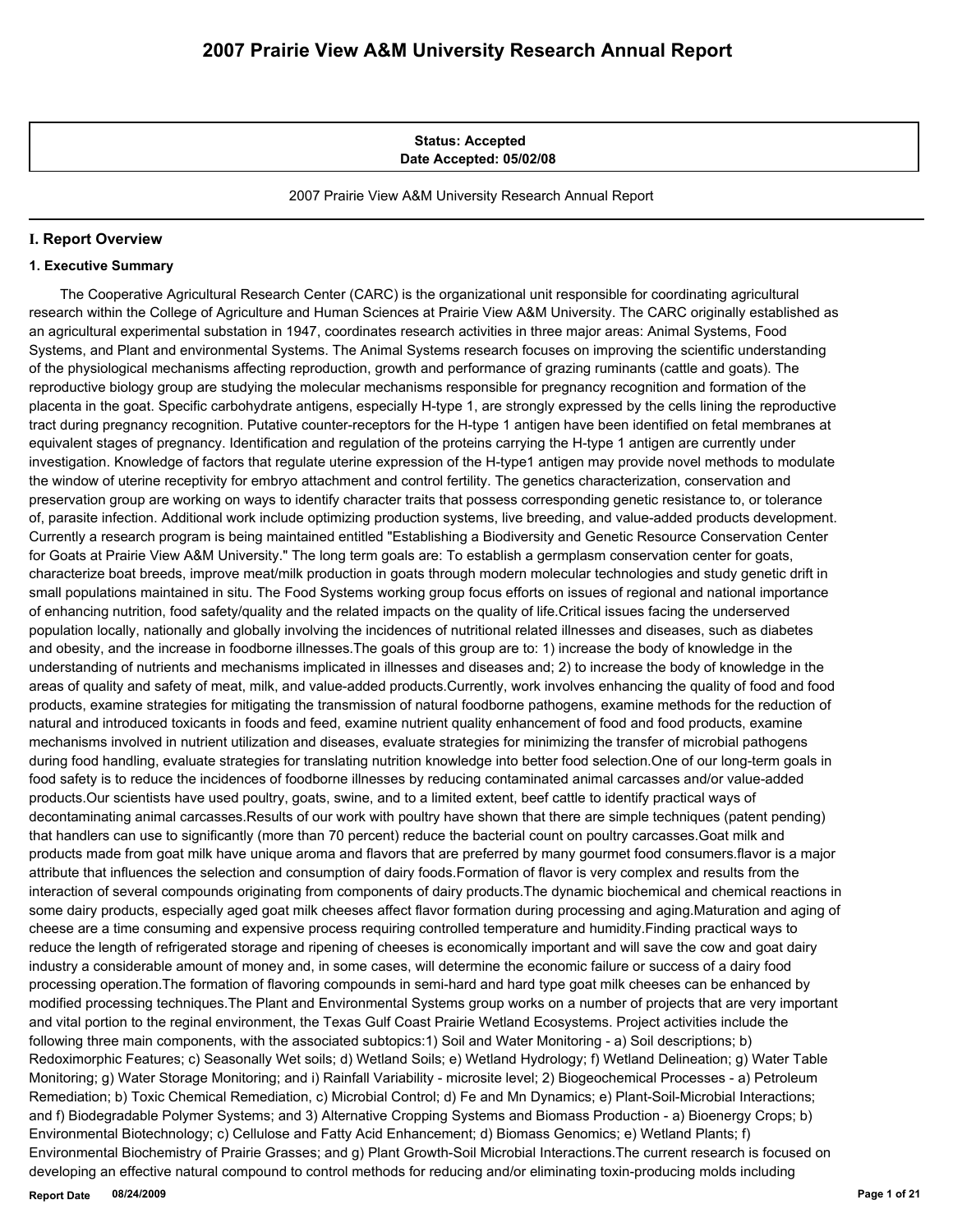# 2007 Prairie View A&M University Research Annual Report

**Status: Accepted**
**Date Accepted: 05/02/08**

2007 Prairie View A&M University Research Annual Report

## I. Report Overview

### 1. Executive Summary

The Cooperative Agricultural Research Center (CARC) is the organizational unit responsible for coordinating agricultural research within the College of Agriculture and Human Sciences at Prairie View A&M University. The CARC originally established as an agricultural experimental substation in 1947, coordinates research activities in three major areas: Animal Systems, Food Systems, and Plant and environmental Systems. The Animal Systems research focuses on improving the scientific understanding of the physiological mechanisms affecting reproduction, growth and performance of grazing ruminants (cattle and goats). The reproductive biology group are studying the molecular mechanisms responsible for pregnancy recognition and formation of the placenta in the goat. Specific carbohydrate antigens, especially H-type 1, are strongly expressed by the cells lining the reproductive tract during pregnancy recognition. Putative counter-receptors for the H-type 1 antigen have been identified on fetal membranes at equivalent stages of pregnancy. Identification and regulation of the proteins carrying the H-type 1 antigen are currently under investigation. Knowledge of factors that regulate uterine expression of the H-type1 antigen may provide novel methods to modulate the window of uterine receptivity for embryo attachment and control fertility. The genetics characterization, conservation and preservation group are working on ways to identify character traits that possess corresponding genetic resistance to, or tolerance of, parasite infection. Additional work include optimizing production systems, live breeding, and value-added products development. Currently a research program is being maintained entitled "Establishing a Biodiversity and Genetic Resource Conservation Center for Goats at Prairie View A&M University." The long term goals are: To establish a germplasm conservation center for goats, characterize boat breeds, improve meat/milk production in goats through modern molecular technologies and study genetic drift in small populations maintained in situ. The Food Systems working group focus efforts on issues of regional and national importance of enhancing nutrition, food safety/quality and the related impacts on the quality of life.Critical issues facing the underserved population locally, nationally and globally involving the incidences of nutritional related illnesses and diseases, such as diabetes and obesity, and the increase in foodborne illnesses.The goals of this group are to: 1) increase the body of knowledge in the understanding of nutrients and mechanisms implicated in illnesses and diseases and; 2) to increase the body of knowledge in the areas of quality and safety of meat, milk, and value-added products.Currently, work involves enhancing the quality of food and food products, examine strategies for mitigating the transmission of natural foodborne pathogens, examine methods for the reduction of natural and introduced toxicants in foods and feed, examine nutrient quality enhancement of food and food products, examine mechanisms involved in nutrient utilization and diseases, evaluate strategies for minimizing the transfer of microbial pathogens during food handling, evaluate strategies for translating nutrition knowledge into better food selection.One of our long-term goals in food safety is to reduce the incidences of foodborne illnesses by reducing contaminated animal carcasses and/or value-added products.Our scientists have used poultry, goats, swine, and to a limited extent, beef cattle to identify practical ways of decontaminating animal carcasses.Results of our work with poultry have shown that there are simple techniques (patent pending) that handlers can use to significantly (more than 70 percent) reduce the bacterial count on poultry carcasses.Goat milk and products made from goat milk have unique aroma and flavors that are preferred by many gourmet food consumers.flavor is a major attribute that influences the selection and consumption of dairy foods.Formation of flavor is very complex and results from the interaction of several compounds originating from components of dairy products.The dynamic biochemical and chemical reactions in some dairy products, especially aged goat milk cheeses affect flavor formation during processing and aging.Maturation and aging of cheese are a time consuming and expensive process requiring controlled temperature and humidity.Finding practical ways to reduce the length of refrigerated storage and ripening of cheeses is economically important and will save the cow and goat dairy industry a considerable amount of money and, in some cases, will determine the economic failure or success of a dairy food processing operation.The formation of flavoring compounds in semi-hard and hard type goat milk cheeses can be enhanced by modified processing techniques.The Plant and Environmental Systems group works on a number of projects that are very important and vital portion to the reginal environment, the Texas Gulf Coast Prairie Wetland Ecosystems. Project activities include the following three main components, with the associated subtopics:1) Soil and Water Monitoring - a) Soil descriptions; b) Redoximorphic Features; c) Seasonally Wet soils; d) Wetland Soils; e) Wetland Hydrology; f) Wetland Delineation; g) Water Table Monitoring; g) Water Storage Monitoring; and i) Rainfall Variability - microsite level; 2) Biogeochemical Processes - a) Petroleum Remediation; b) Toxic Chemical Remediation, c) Microbial Control; d) Fe and Mn Dynamics; e) Plant-Soil-Microbial Interactions; and f) Biodegradable Polymer Systems; and 3) Alternative Cropping Systems and Biomass Production - a) Bioenergy Crops; b) Environmental Biotechnology; c) Cellulose and Fatty Acid Enhancement; d) Biomass Genomics; e) Wetland Plants; f) Environmental Biochemistry of Prairie Grasses; and g) Plant Growth-Soil Microbial Interactions.The current research is focused on developing an effective natural compound to control methods for reducing and/or eliminating toxin-producing molds including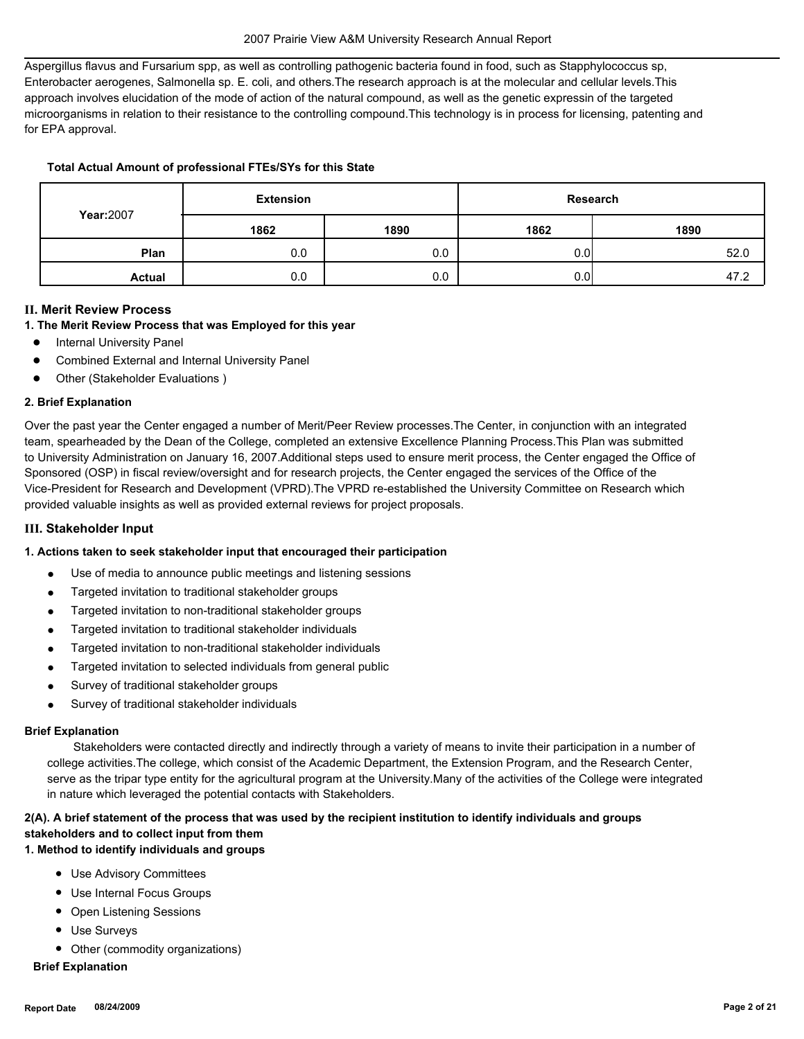Aspergillus flavus and Fursarium spp, as well as controlling pathogenic bacteria found in food, such as Stapphylococcus sp, Enterobacter aerogenes, Salmonella sp. E. coli, and others.The research approach is at the molecular and cellular levels.This approach involves elucidation of the mode of action of the natural compound, as well as the genetic expressin of the targeted microorganisms in relation to their resistance to the controlling compound.This technology is in process for licensing, patenting and for EPA approval.

**Total Actual Amount of professional FTEs/SYs for this State**

| **Year:**2007 | **Extension** | | **Research** | |
|---|---|---|---|---|
| | **1862** | **1890** | **1862** | **1890** |
| **Plan** | 0.0 | 0.0 | 0.0 | 52.0 |
| **Actual** | 0.0 | 0.0 | 0.0 | 47.2 |

## II. Merit Review Process

**1. The Merit Review Process that was Employed for this year**

- Internal University Panel
- Combined External and Internal University Panel
- Other (Stakeholder Evaluations )

**2. Brief Explanation**

Over the past year the Center engaged a number of Merit/Peer Review processes.The Center, in conjunction with an integrated team, spearheaded by the Dean of the College, completed an extensive Excellence Planning Process.This Plan was submitted to University Administration on January 16, 2007.Additional steps used to ensure merit process, the Center engaged the Office of Sponsored (OSP) in fiscal review/oversight and for research projects, the Center engaged the services of the Office of the Vice-President for Research and Development (VPRD).The VPRD re-established the University Committee on Research which provided valuable insights as well as provided external reviews for project proposals.

## III. Stakeholder Input

**1. Actions taken to seek stakeholder input that encouraged their participation**

- Use of media to announce public meetings and listening sessions
- Targeted invitation to traditional stakeholder groups
- Targeted invitation to non-traditional stakeholder groups
- Targeted invitation to traditional stakeholder individuals
- Targeted invitation to non-traditional stakeholder individuals
- Targeted invitation to selected individuals from general public
- Survey of traditional stakeholder groups
- Survey of traditional stakeholder individuals

**Brief Explanation**

Stakeholders were contacted directly and indirectly through a variety of means to invite their participation in a number of college activities.The college, which consist of the Academic Department, the Extension Program, and the Research Center, serve as the tripar type entity for the agricultural program at the University.Many of the activities of the College were integrated in nature which leveraged the potential contacts with Stakeholders.

**2(A). A brief statement of the process that was used by the recipient institution to identify individuals and groups stakeholders and to collect input from them**

**1. Method to identify individuals and groups**

- Use Advisory Committees
- Use Internal Focus Groups
- Open Listening Sessions
- Use Surveys
- Other (commodity organizations)

**Brief Explanation**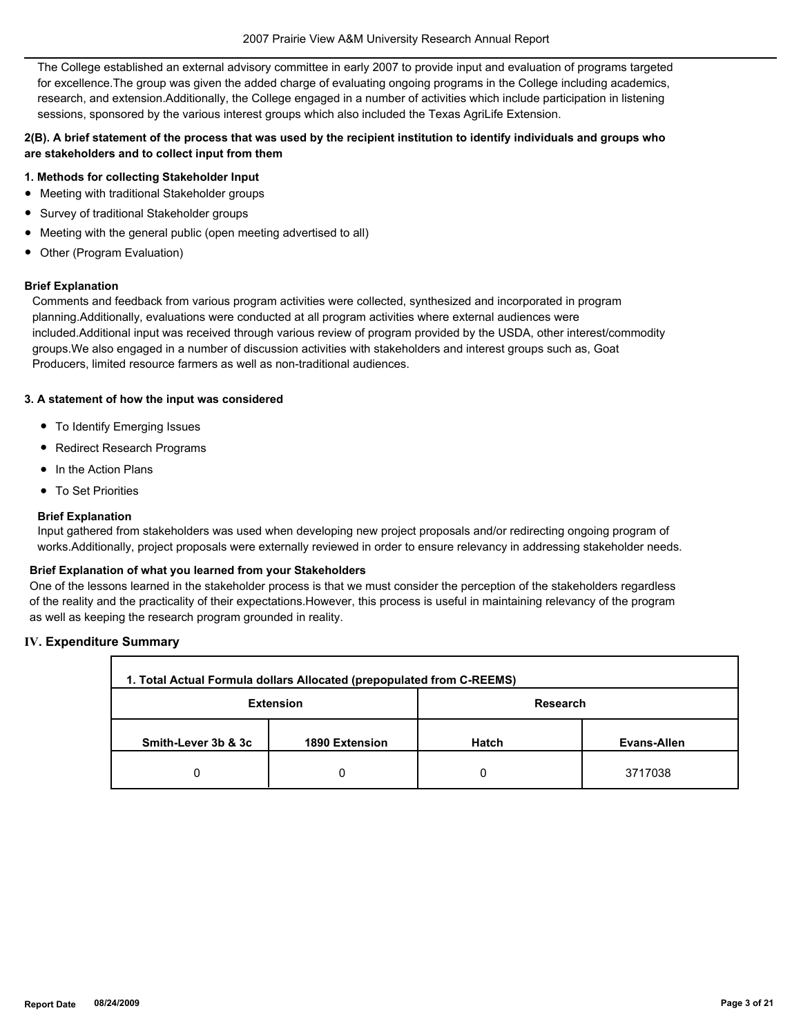The College established an external advisory committee in early 2007 to provide input and evaluation of programs targeted for excellence.The group was given the added charge of evaluating ongoing programs in the College including academics, research, and extension.Additionally, the College engaged in a number of activities which include participation in listening sessions, sponsored by the various interest groups which also included the Texas AgriLife Extension.

**2(B). A brief statement of the process that was used by the recipient institution to identify individuals and groups who are stakeholders and to collect input from them**

**1. Methods for collecting Stakeholder Input**

- Meeting with traditional Stakeholder groups
- Survey of traditional Stakeholder groups
- Meeting with the general public (open meeting advertised to all)
- Other (Program Evaluation)

**Brief Explanation**

Comments and feedback from various program activities were collected, synthesized and incorporated in program planning.Additionally, evaluations were conducted at all program activities where external audiences were included.Additional input was received through various review of program provided by the USDA, other interest/commodity groups.We also engaged in a number of discussion activities with stakeholders and interest groups such as, Goat Producers, limited resource farmers as well as non-traditional audiences.

**3. A statement of how the input was considered**

- To Identify Emerging Issues
- Redirect Research Programs
- In the Action Plans
- To Set Priorities

**Brief Explanation**

Input gathered from stakeholders was used when developing new project proposals and/or redirecting ongoing program of works.Additionally, project proposals were externally reviewed in order to ensure relevancy in addressing stakeholder needs.

**Brief Explanation of what you learned from your Stakeholders**

One of the lessons learned in the stakeholder process is that we must consider the perception of the stakeholders regardless of the reality and the practicality of their expectations.However, this process is useful in maintaining relevancy of the program as well as keeping the research program grounded in reality.

## IV. Expenditure Summary

**1. Total Actual Formula dollars Allocated (prepopulated from C-REEMS)**

| Extension | | Research | |
|---|---|---|---|
| Smith-Lever 3b & 3c | 1890 Extension | Hatch | Evans-Allen |
| 0 | 0 | 0 | 3717038 |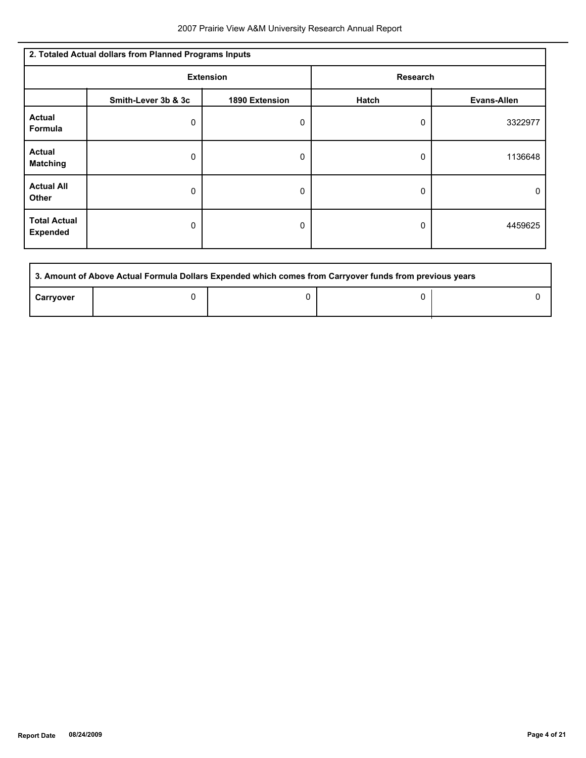| 2. Totaled Actual dollars from Planned Programs Inputs | | | | |
|---|---|---|---|---|
| | Extension | | Research | |
| | Smith-Lever 3b & 3c | 1890 Extension | Hatch | Evans-Allen |
| **Actual Formula** | 0 | 0 | 0 | 3322977 |
| **Actual Matching** | 0 | 0 | 0 | 1136648 |
| **Actual All Other** | 0 | 0 | 0 | 0 |
| **Total Actual Expended** | 0 | 0 | 0 | 4459625 |

| 3. Amount of Above Actual Formula Dollars Expended which comes from Carryover funds from previous years | | | | |
|---|---|---|---|---|
| **Carryover** | 0 | 0 | 0 | 0 |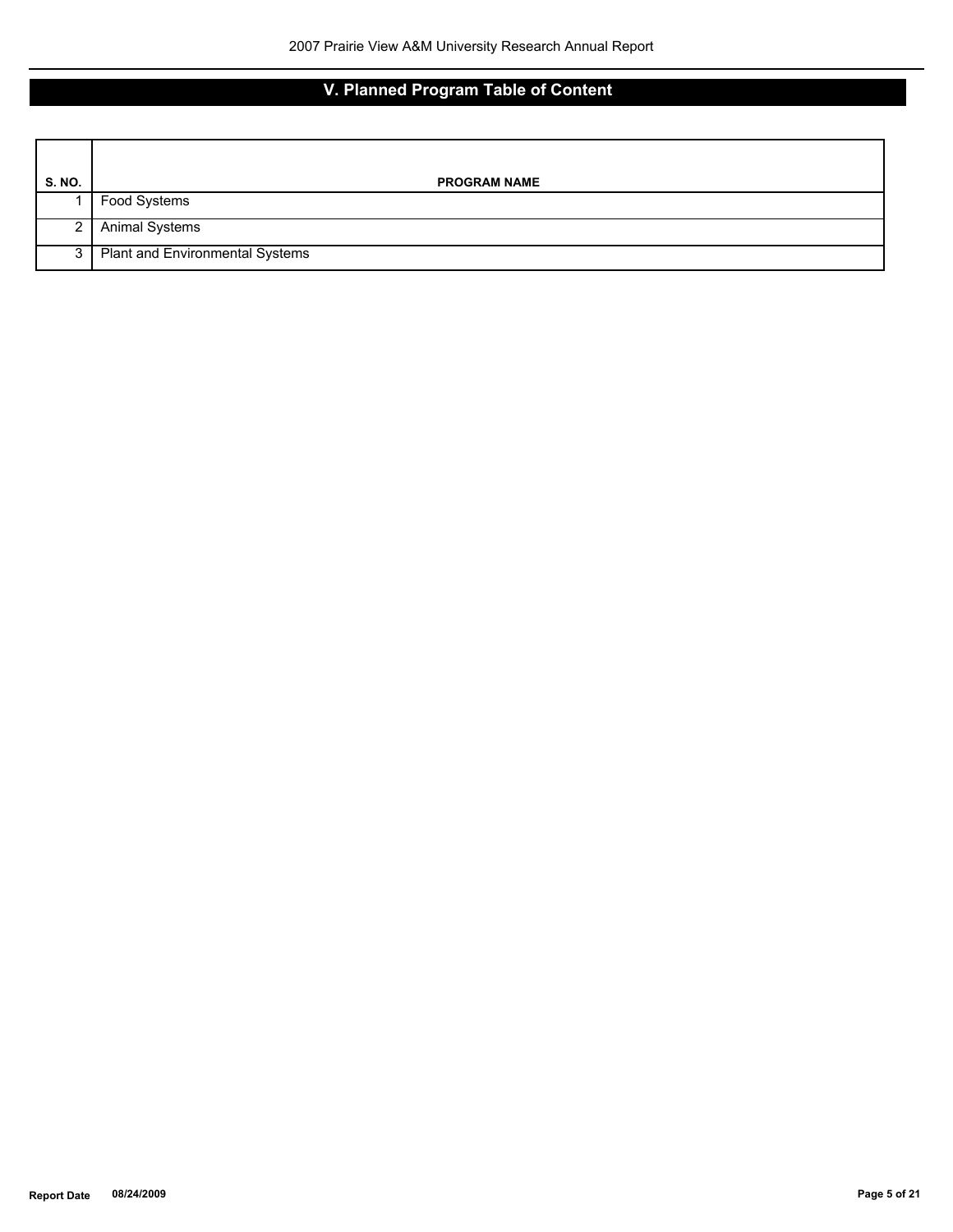## V. Planned Program Table of Content

| S. NO. | PROGRAM NAME |
|---|---|
| 1 | Food Systems |
| 2 | Animal Systems |
| 3 | Plant and Environmental Systems |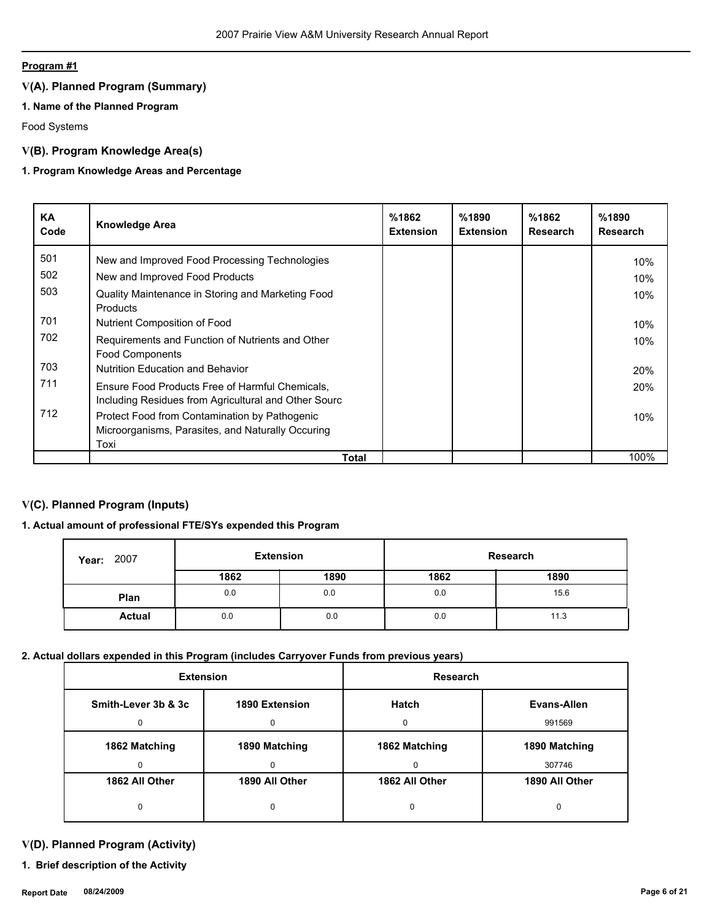**Program #1**

## V(A). Planned Program (Summary)

### 1. Name of the Planned Program

Food Systems

## V(B). Program Knowledge Area(s)

### 1. Program Knowledge Areas and Percentage

| KA Code | Knowledge Area | %1862 Extension | %1890 Extension | %1862 Research | %1890 Research |
|---|---|---|---|---|---|
| 501 | New and Improved Food Processing Technologies | | | | 10% |
| 502 | New and Improved Food Products | | | | 10% |
| 503 | Quality Maintenance in Storing and Marketing Food Products | | | | 10% |
| 701 | Nutrient Composition of Food | | | | 10% |
| 702 | Requirements and Function of Nutrients and Other Food Components | | | | 10% |
| 703 | Nutrition Education and Behavior | | | | 20% |
| 711 | Ensure Food Products Free of Harmful Chemicals, Including Residues from Agricultural and Other Sourc | | | | 20% |
| 712 | Protect Food from Contamination by Pathogenic Microorganisms, Parasites, and Naturally Occuring Toxi | | | | 10% |
| | **Total** | | | | 100% |

## V(C). Planned Program (Inputs)

### 1. Actual amount of professional FTE/SYs expended this Program

| Year: 2007 | Extension | | Research | |
|---|---|---|---|---|
| | 1862 | 1890 | 1862 | 1890 |
| **Plan** | 0.0 | 0.0 | 0.0 | 15.6 |
| **Actual** | 0.0 | 0.0 | 0.0 | 11.3 |

### 2. Actual dollars expended in this Program (includes Carryover Funds from previous years)

| Extension | | Research | |
|---|---|---|---|
| **Smith-Lever 3b & 3c** | **1890 Extension** | **Hatch** | **Evans-Allen** |
| 0 | 0 | 0 | 991569 |
| **1862 Matching** | **1890 Matching** | **1862 Matching** | **1890 Matching** |
| 0 | 0 | 0 | 307746 |
| **1862 All Other** | **1890 All Other** | **1862 All Other** | **1890 All Other** |
| 0 | 0 | 0 | 0 |

## V(D). Planned Program (Activity)

### 1. Brief description of the Activity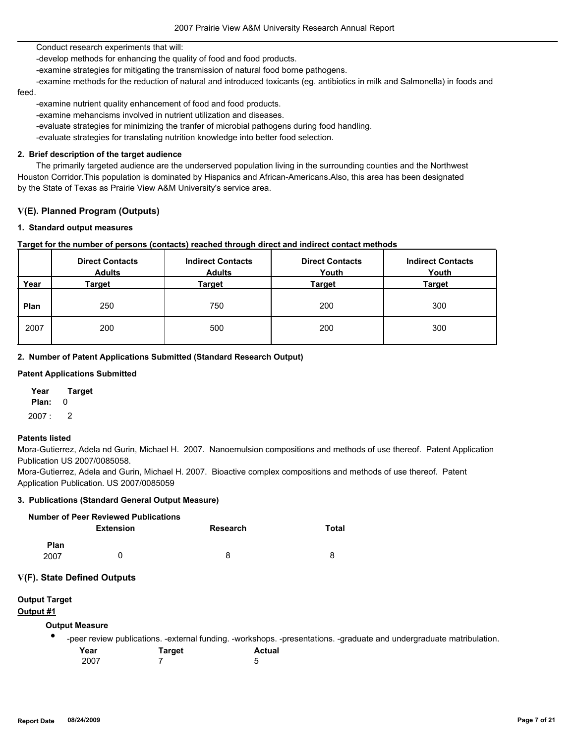Conduct research experiments that will:

-develop methods for enhancing the quality of food and food products.

-examine strategies for mitigating the transmission of natural food borne pathogens.

-examine methods for the reduction of natural and introduced toxicants (eg. antibiotics in milk and Salmonella) in foods and feed.

-examine nutrient quality enhancement of food and food products.

-examine mehancisms involved in nutrient utilization and diseases.

-evaluate strategies for minimizing the tranfer of microbial pathogens during food handling.

-evaluate strategies for translating nutrition knowledge into better food selection.

**2. Brief description of the target audience**

The primarily targeted audience are the underserved population living in the surrounding counties and the Northwest Houston Corridor.This population is dominated by Hispanics and African-Americans.Also, this area has been designated by the State of Texas as Prairie View A&M University's service area.

## V(E). Planned Program (Outputs)

**1. Standard output measures**

**Target for the number of persons (contacts) reached through direct and indirect contact methods**

| Year | Direct Contacts Adults Target | Indirect Contacts Adults Target | Direct Contacts Youth Target | Indirect Contacts Youth Target |
|---|---|---|---|---|
| Plan | 250 | 750 | 200 | 300 |
| 2007 | 200 | 500 | 200 | 300 |

**2. Number of Patent Applications Submitted (Standard Research Output)**

**Patent Applications Submitted**

| Year | Target |
|---|---|
| Plan: | 0 |
| 2007 : | 2 |

**Patents listed**

Mora-Gutierrez, Adela nd Gurin, Michael H. 2007. Nanoemulsion compositions and methods of use thereof. Patent Application Publication US 2007/0085058.

Mora-Gutierrez, Adela and Gurin, Michael H. 2007. Bioactive complex compositions and methods of use thereof. Patent Application Publication. US 2007/0085059

**3. Publications (Standard General Output Measure)**

**Number of Peer Reviewed Publications**

| | Extension | Research | Total |
|---|---|---|---|
| Plan | | | |
| 2007 | 0 | 8 | 8 |

## V(F). State Defined Outputs

**Output Target**

**Output #1**

**Output Measure**

- -peer review publications. -external funding. -workshops. -presentations. -graduate and undergraduate matribulation.

| Year | Target | Actual |
|---|---|---|
| 2007 | 7 | 5 |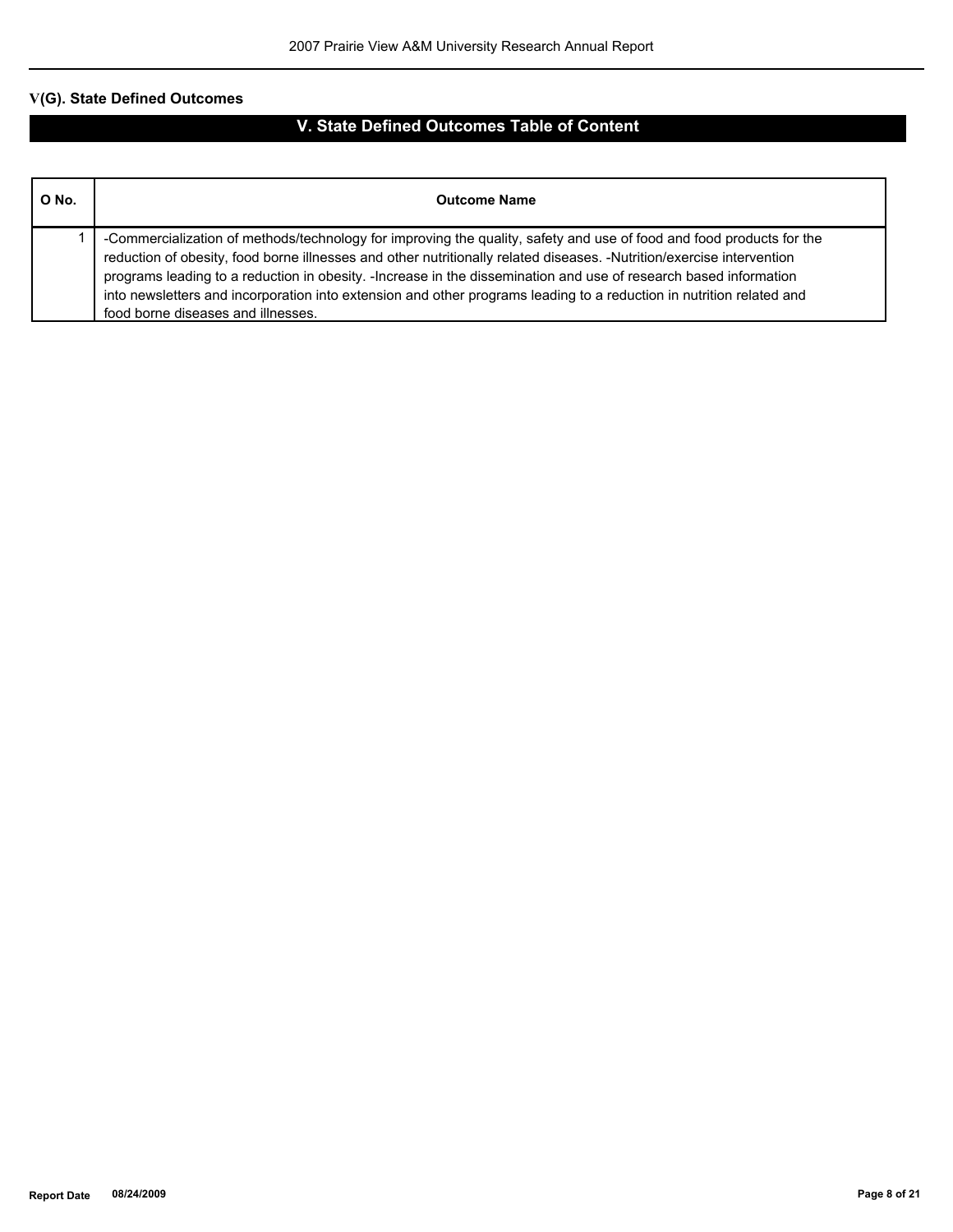## V(G). State Defined Outcomes

## V. State Defined Outcomes Table of Content

| O No. | Outcome Name |
|---|---|
| 1 | -Commercialization of methods/technology for improving the quality, safety and use of food and food products for the reduction of obesity, food borne illnesses and other nutritionally related diseases. -Nutrition/exercise intervention programs leading to a reduction in obesity. -Increase in the dissemination and use of research based information into newsletters and incorporation into extension and other programs leading to a reduction in nutrition related and food borne diseases and illnesses. |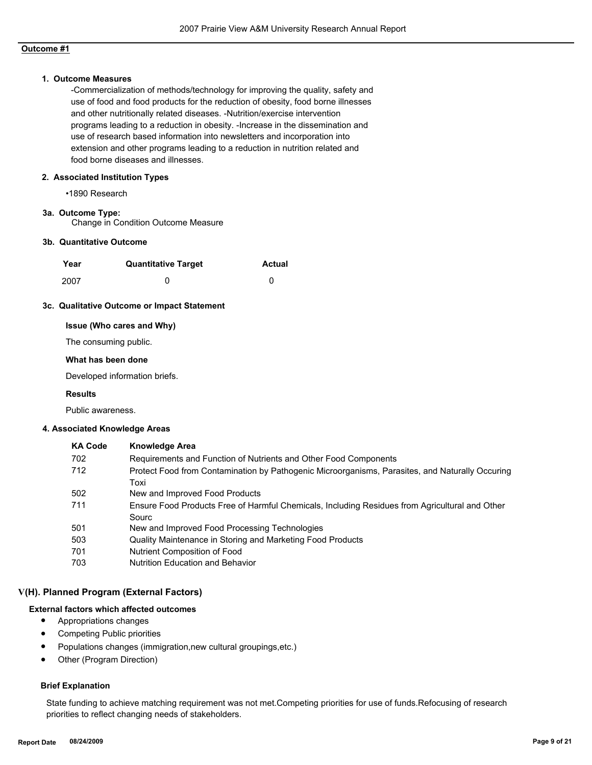**Outcome #1**

**1. Outcome Measures**

-Commercialization of methods/technology for improving the quality, safety and use of food and food products for the reduction of obesity, food borne illnesses and other nutritionally related diseases. -Nutrition/exercise intervention programs leading to a reduction in obesity. -Increase in the dissemination and use of research based information into newsletters and incorporation into extension and other programs leading to a reduction in nutrition related and food borne diseases and illnesses.

**2. Associated Institution Types**

•1890 Research

**3a. Outcome Type:**

Change in Condition Outcome Measure

**3b. Quantitative Outcome**

| Year | Quantitative Target | Actual |
|---|---|---|
| 2007 | 0 | 0 |

**3c. Qualitative Outcome or Impact Statement**

**Issue (Who cares and Why)**

The consuming public.

**What has been done**

Developed information briefs.

**Results**

Public awareness.

**4. Associated Knowledge Areas**

| KA Code | Knowledge Area |
|---|---|
| 702 | Requirements and Function of Nutrients and Other Food Components |
| 712 | Protect Food from Contamination by Pathogenic Microorganisms, Parasites, and Naturally Occuring Toxi |
| 502 | New and Improved Food Products |
| 711 | Ensure Food Products Free of Harmful Chemicals, Including Residues from Agricultural and Other Sourc |
| 501 | New and Improved Food Processing Technologies |
| 503 | Quality Maintenance in Storing and Marketing Food Products |
| 701 | Nutrient Composition of Food |
| 703 | Nutrition Education and Behavior |

## V(H). Planned Program (External Factors)

**External factors which affected outcomes**

- Appropriations changes
- Competing Public priorities
- Populations changes (immigration,new cultural groupings,etc.)
- Other (Program Direction)

**Brief Explanation**

State funding to achieve matching requirement was not met.Competing priorities for use of funds.Refocusing of research priorities to reflect changing needs of stakeholders.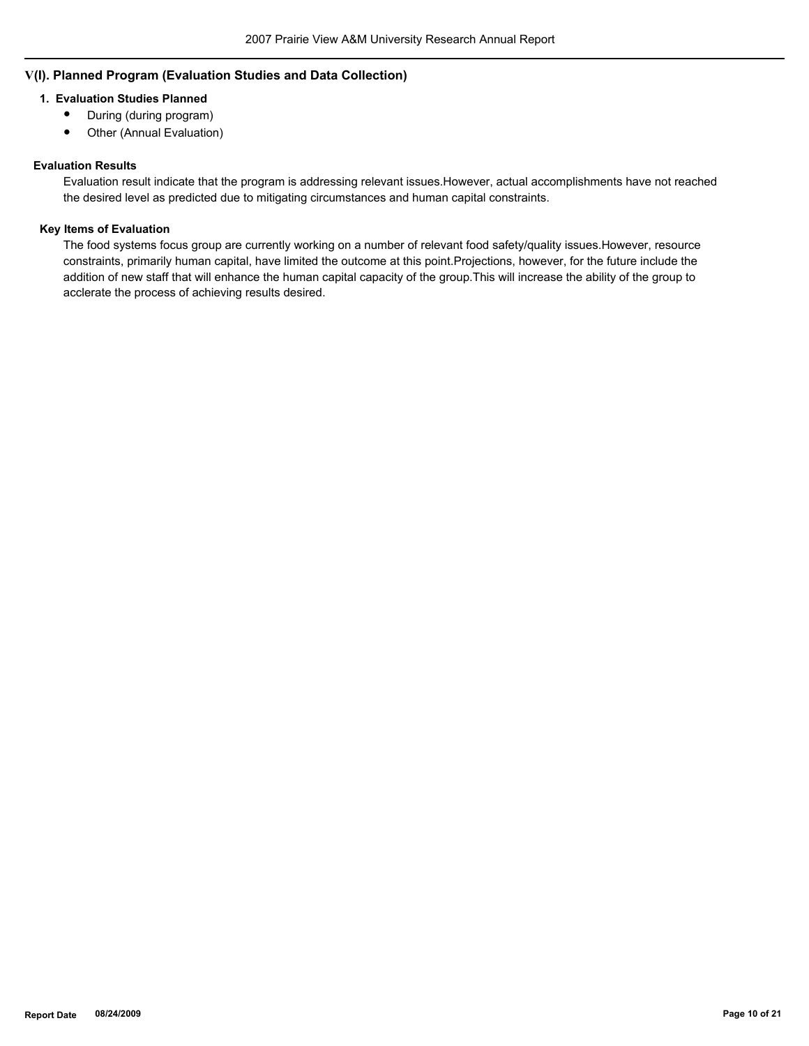## V(I). Planned Program (Evaluation Studies and Data Collection)

### 1. Evaluation Studies Planned

- During (during program)
- Other (Annual Evaluation)

### Evaluation Results

Evaluation result indicate that the program is addressing relevant issues.However, actual accomplishments have not reached the desired level as predicted due to mitigating circumstances and human capital constraints.

### Key Items of Evaluation

The food systems focus group are currently working on a number of relevant food safety/quality issues.However, resource constraints, primarily human capital, have limited the outcome at this point.Projections, however, for the future include the addition of new staff that will enhance the human capital capacity of the group.This will increase the ability of the group to acclerate the process of achieving results desired.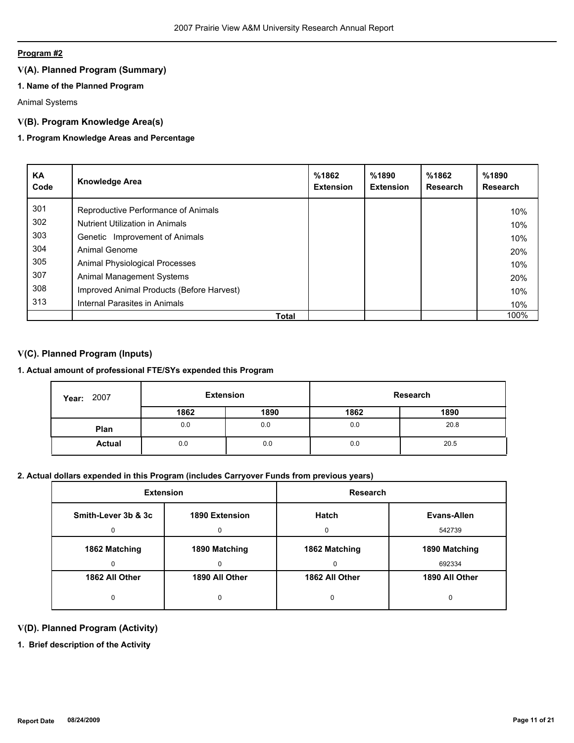**Program #2**

## V(A). Planned Program (Summary)

### 1. Name of the Planned Program

Animal Systems

## V(B). Program Knowledge Area(s)

### 1. Program Knowledge Areas and Percentage

| KA Code | Knowledge Area | %1862 Extension | %1890 Extension | %1862 Research | %1890 Research |
|---|---|---|---|---|---|
| 301 | Reproductive Performance of Animals | | | | 10% |
| 302 | Nutrient Utilization in Animals | | | | 10% |
| 303 | Genetic Improvement of Animals | | | | 10% |
| 304 | Animal Genome | | | | 20% |
| 305 | Animal Physiological Processes | | | | 10% |
| 307 | Animal Management Systems | | | | 20% |
| 308 | Improved Animal Products (Before Harvest) | | | | 10% |
| 313 | Internal Parasites in Animals | | | | 10% |
| | **Total** | | | | 100% |

## V(C). Planned Program (Inputs)

### 1. Actual amount of professional FTE/SYs expended this Program

| Year: 2007 | Extension | | Research | |
|---|---|---|---|---|
| | 1862 | 1890 | 1862 | 1890 |
| **Plan** | 0.0 | 0.0 | 0.0 | 20.8 |
| **Actual** | 0.0 | 0.0 | 0.0 | 20.5 |

### 2. Actual dollars expended in this Program (includes Carryover Funds from previous years)

| Extension | | Research | |
|---|---|---|---|
| **Smith-Lever 3b & 3c** | **1890 Extension** | **Hatch** | **Evans-Allen** |
| 0 | 0 | 0 | 542739 |
| **1862 Matching** | **1890 Matching** | **1862 Matching** | **1890 Matching** |
| 0 | 0 | 0 | 692334 |
| **1862 All Other** | **1890 All Other** | **1862 All Other** | **1890 All Other** |
| 0 | 0 | 0 | 0 |

## V(D). Planned Program (Activity)

### 1. Brief description of the Activity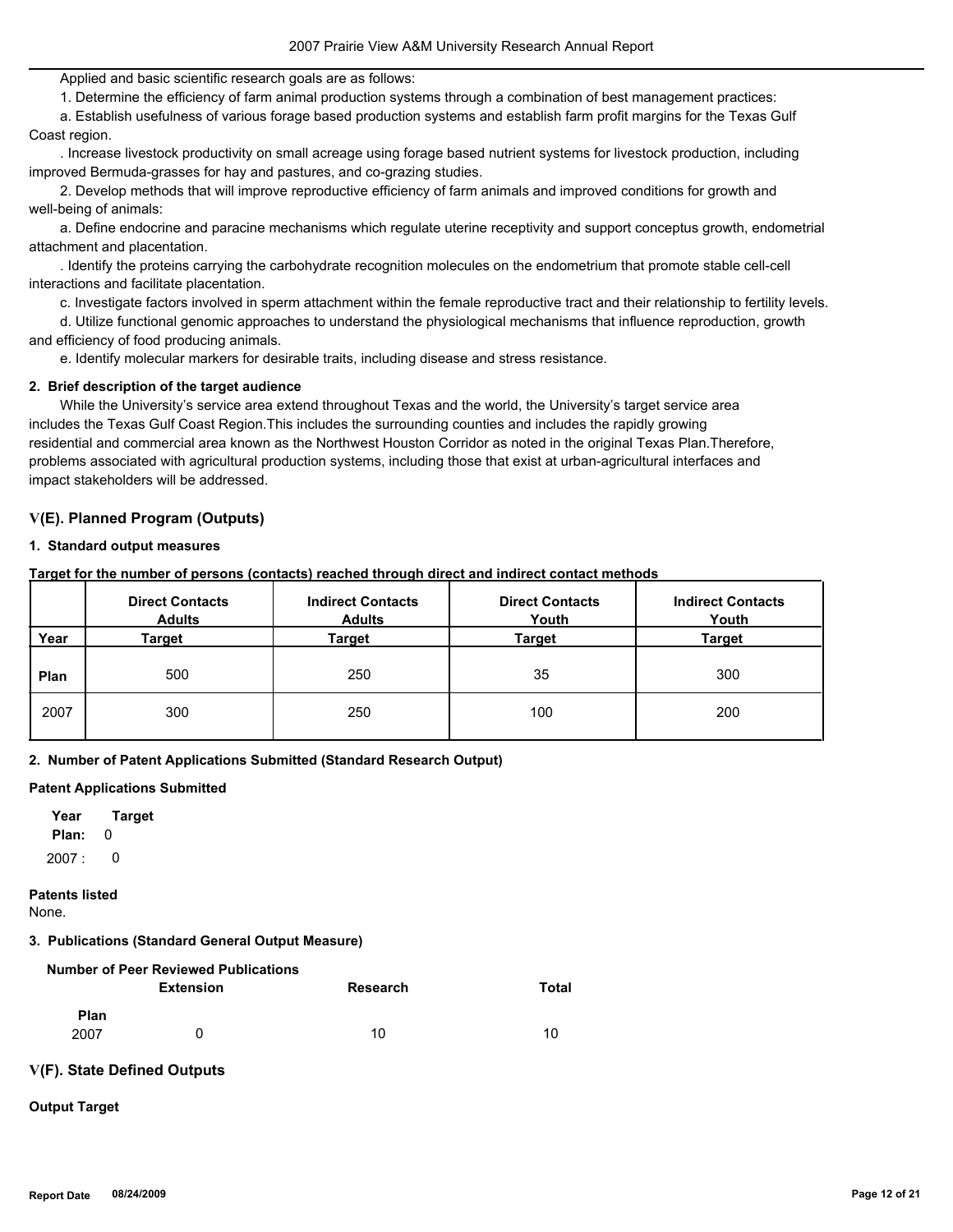Applied and basic scientific research goals are as follows:

1. Determine the efficiency of farm animal production systems through a combination of best management practices:

a. Establish usefulness of various forage based production systems and establish farm profit margins for the Texas Gulf Coast region.

. Increase livestock productivity on small acreage using forage based nutrient systems for livestock production, including improved Bermuda-grasses for hay and pastures, and co-grazing studies.

2. Develop methods that will improve reproductive efficiency of farm animals and improved conditions for growth and well-being of animals:

a. Define endocrine and paracine mechanisms which regulate uterine receptivity and support conceptus growth, endometrial attachment and placentation.

. Identify the proteins carrying the carbohydrate recognition molecules on the endometrium that promote stable cell-cell interactions and facilitate placentation.

c. Investigate factors involved in sperm attachment within the female reproductive tract and their relationship to fertility levels.

d. Utilize functional genomic approaches to understand the physiological mechanisms that influence reproduction, growth and efficiency of food producing animals.

e. Identify molecular markers for desirable traits, including disease and stress resistance.

**2. Brief description of the target audience**

While the University's service area extend throughout Texas and the world, the University's target service area includes the Texas Gulf Coast Region.This includes the surrounding counties and includes the rapidly growing residential and commercial area known as the Northwest Houston Corridor as noted in the original Texas Plan.Therefore, problems associated with agricultural production systems, including those that exist at urban-agricultural interfaces and impact stakeholders will be addressed.

## V(E). Planned Program (Outputs)

**1. Standard output measures**

**Target for the number of persons (contacts) reached through direct and indirect contact methods**

| Year | Direct Contacts Adults Target | Indirect Contacts Adults Target | Direct Contacts Youth Target | Indirect Contacts Youth Target |
|---|---|---|---|---|
| **Plan** | 500 | 250 | 35 | 300 |
| 2007 | 300 | 250 | 100 | 200 |

**2. Number of Patent Applications Submitted (Standard Research Output)**

**Patent Applications Submitted**

| Year | Target |
|---|---|
| **Plan:** | 0 |
| 2007 : | 0 |

**Patents listed**

None.

**3. Publications (Standard General Output Measure)**

**Number of Peer Reviewed Publications**

| | Extension | Research | Total |
|---|---|---|---|
| **Plan** | | | |
| 2007 | 0 | 10 | 10 |

## V(F). State Defined Outputs

**Output Target**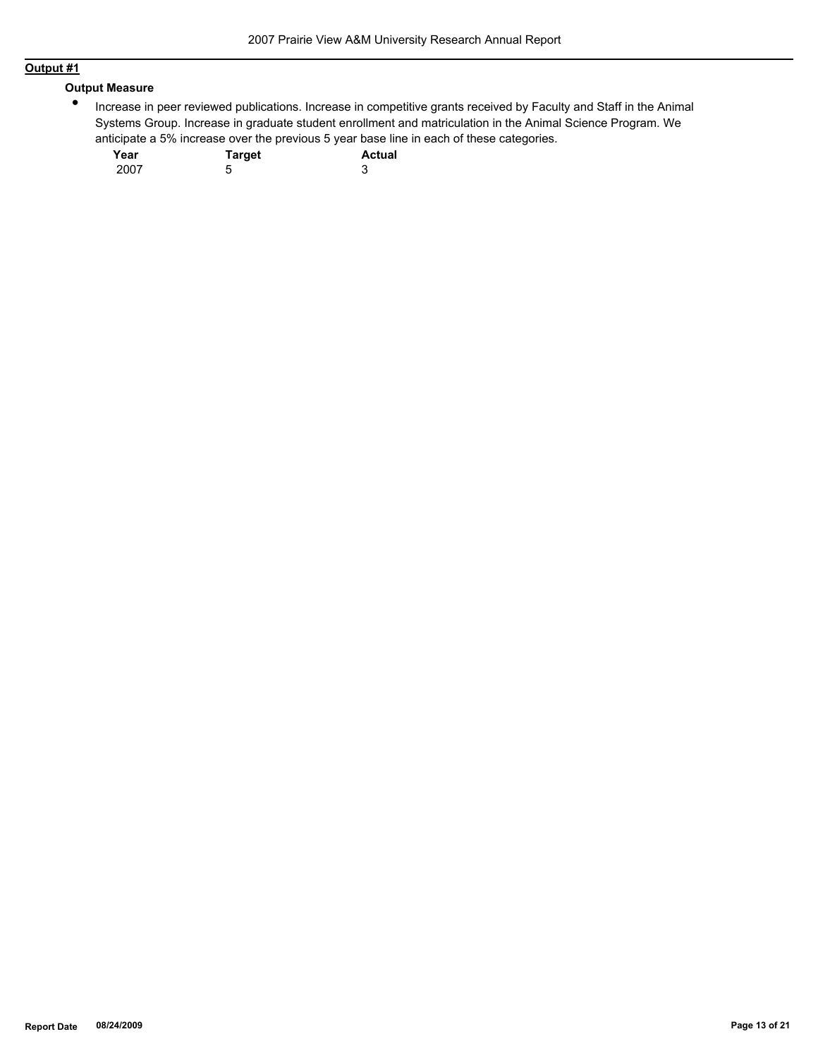**Output #1**

**Output Measure**

- Increase in peer reviewed publications. Increase in competitive grants received by Faculty and Staff in the Animal Systems Group. Increase in graduate student enrollment and matriculation in the Animal Science Program. We anticipate a 5% increase over the previous 5 year base line in each of these categories.

| Year | Target | Actual |
|---|---|---|
| 2007 | 5 | 3 |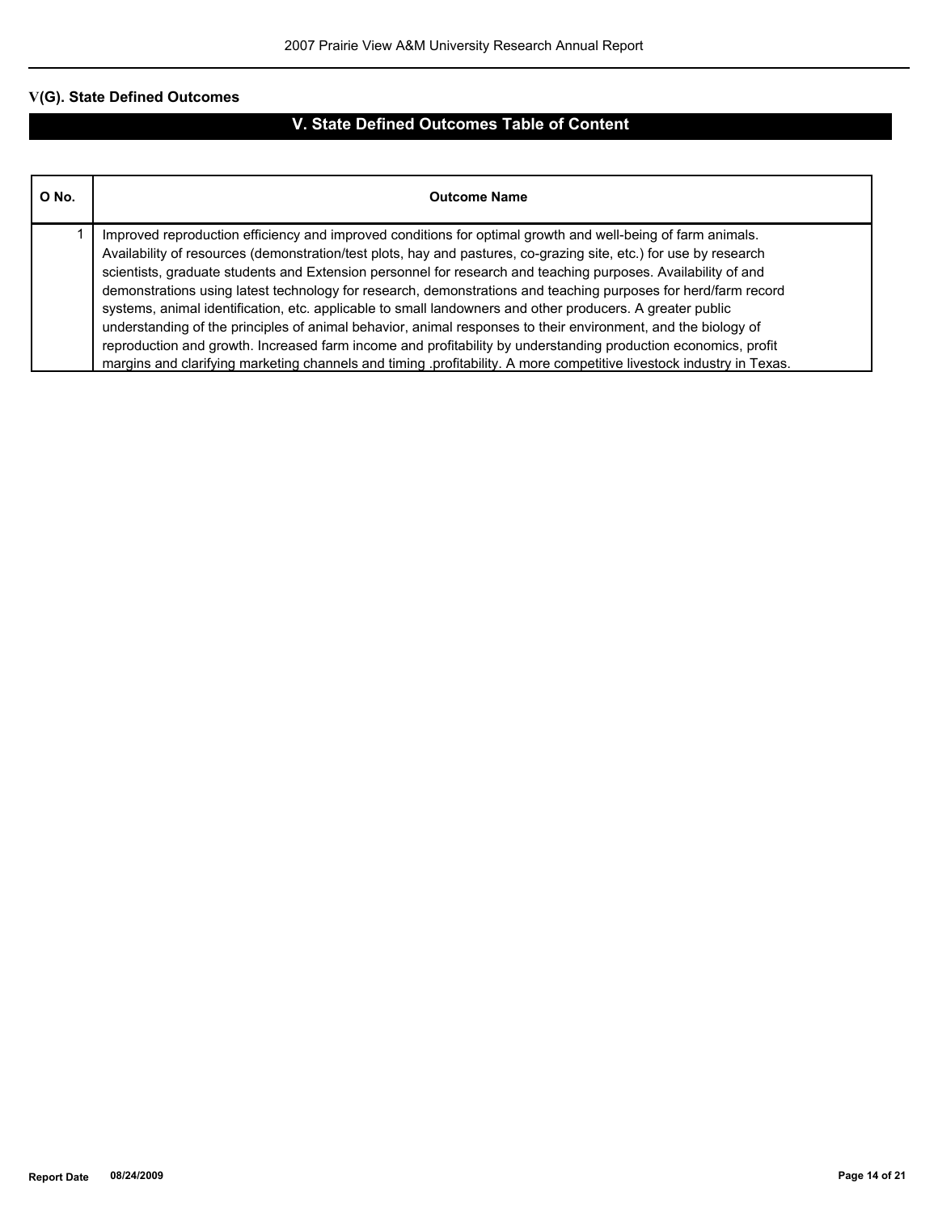## V(G). State Defined Outcomes

## V. State Defined Outcomes Table of Content

| O No. | Outcome Name |
|---|---|
| 1 | Improved reproduction efficiency and improved conditions for optimal growth and well-being of farm animals. Availability of resources (demonstration/test plots, hay and pastures, co-grazing site, etc.) for use by research scientists, graduate students and Extension personnel for research and teaching purposes. Availability of and demonstrations using latest technology for research, demonstrations and teaching purposes for herd/farm record systems, animal identification, etc. applicable to small landowners and other producers. A greater public understanding of the principles of animal behavior, animal responses to their environment, and the biology of reproduction and growth. Increased farm income and profitability by understanding production economics, profit margins and clarifying marketing channels and timing .profitability. A more competitive livestock industry in Texas. |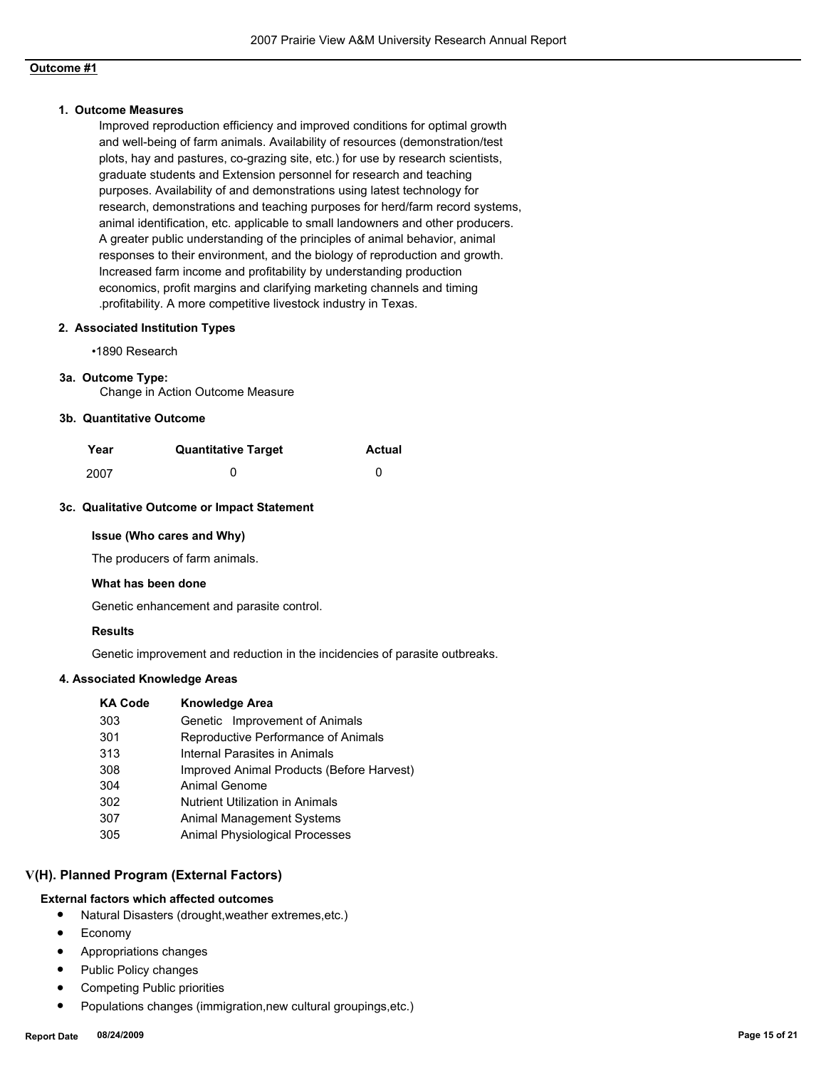**Outcome #1**

**1. Outcome Measures**

Improved reproduction efficiency and improved conditions for optimal growth and well-being of farm animals. Availability of resources (demonstration/test plots, hay and pastures, co-grazing site, etc.) for use by research scientists, graduate students and Extension personnel for research and teaching purposes. Availability of and demonstrations using latest technology for research, demonstrations and teaching purposes for herd/farm record systems, animal identification, etc. applicable to small landowners and other producers. A greater public understanding of the principles of animal behavior, animal responses to their environment, and the biology of reproduction and growth. Increased farm income and profitability by understanding production economics, profit margins and clarifying marketing channels and timing .profitability. A more competitive livestock industry in Texas.

**2. Associated Institution Types**

•1890 Research

**3a. Outcome Type:**

Change in Action Outcome Measure

**3b. Quantitative Outcome**

| Year | Quantitative Target | Actual |
|---|---|---|
| 2007 | 0 | 0 |

**3c. Qualitative Outcome or Impact Statement**

**Issue (Who cares and Why)**

The producers of farm animals.

**What has been done**

Genetic enhancement and parasite control.

**Results**

Genetic improvement and reduction in the incidencies of parasite outbreaks.

**4. Associated Knowledge Areas**

| KA Code | Knowledge Area |
|---|---|
| 303 | Genetic Improvement of Animals |
| 301 | Reproductive Performance of Animals |
| 313 | Internal Parasites in Animals |
| 308 | Improved Animal Products (Before Harvest) |
| 304 | Animal Genome |
| 302 | Nutrient Utilization in Animals |
| 307 | Animal Management Systems |
| 305 | Animal Physiological Processes |

## V(H). Planned Program (External Factors)

**External factors which affected outcomes**

- Natural Disasters (drought,weather extremes,etc.)
- Economy
- Appropriations changes
- Public Policy changes
- Competing Public priorities
- Populations changes (immigration,new cultural groupings,etc.)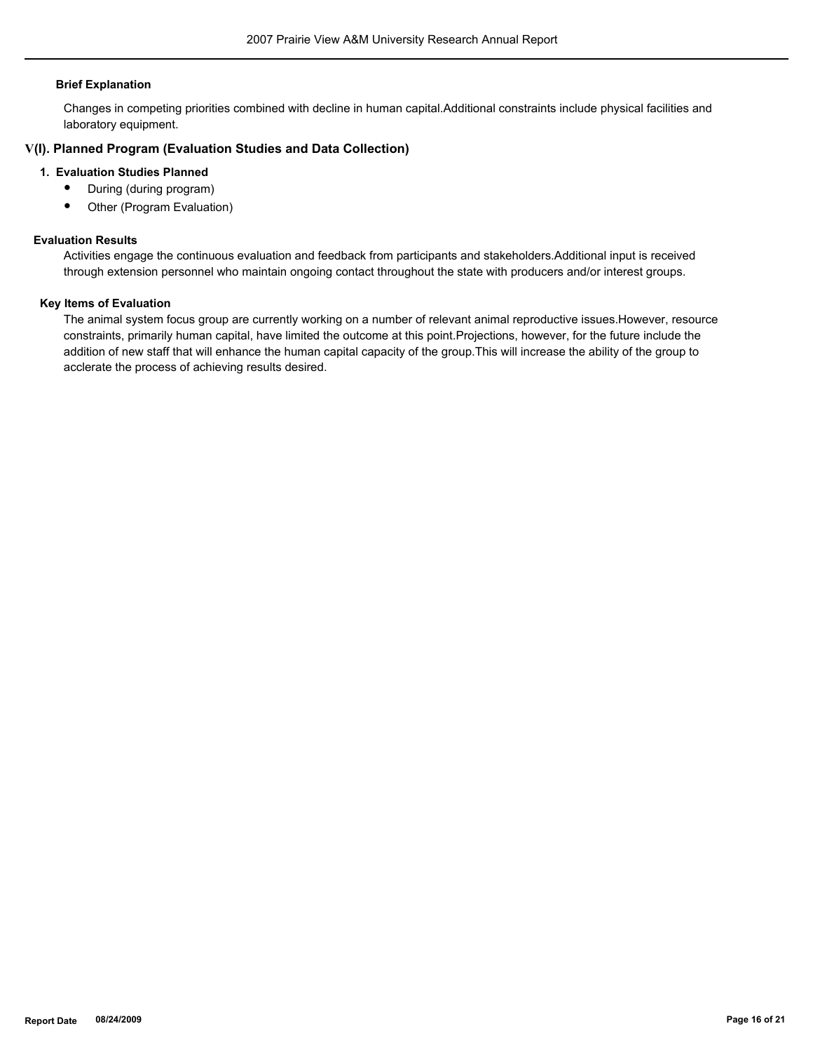**Brief Explanation**

Changes in competing priorities combined with decline in human capital.Additional constraints include physical facilities and laboratory equipment.

## V(I). Planned Program (Evaluation Studies and Data Collection)

**1. Evaluation Studies Planned**

- During (during program)
- Other (Program Evaluation)

**Evaluation Results**

Activities engage the continuous evaluation and feedback from participants and stakeholders.Additional input is received through extension personnel who maintain ongoing contact throughout the state with producers and/or interest groups.

**Key Items of Evaluation**

The animal system focus group are currently working on a number of relevant animal reproductive issues.However, resource constraints, primarily human capital, have limited the outcome at this point.Projections, however, for the future include the addition of new staff that will enhance the human capital capacity of the group.This will increase the ability of the group to acclerate the process of achieving results desired.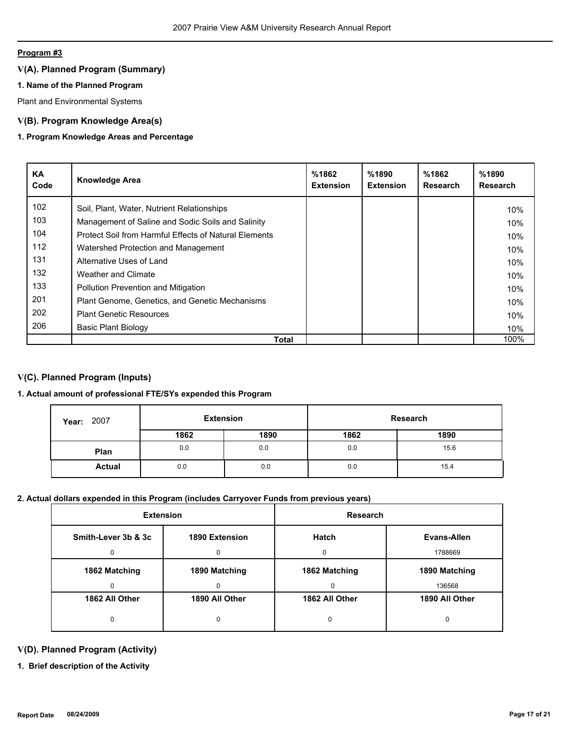**Program #3**

## V(A). Planned Program (Summary)

### 1. Name of the Planned Program

Plant and Environmental Systems

## V(B). Program Knowledge Area(s)

### 1. Program Knowledge Areas and Percentage

| KA Code | Knowledge Area | %1862 Extension | %1890 Extension | %1862 Research | %1890 Research |
|---|---|---|---|---|---|
| 102 | Soil, Plant, Water, Nutrient Relationships | | | | 10% |
| 103 | Management of Saline and Sodic Soils and Salinity | | | | 10% |
| 104 | Protect Soil from Harmful Effects of Natural Elements | | | | 10% |
| 112 | Watershed Protection and Management | | | | 10% |
| 131 | Alternative Uses of Land | | | | 10% |
| 132 | Weather and Climate | | | | 10% |
| 133 | Pollution Prevention and Mitigation | | | | 10% |
| 201 | Plant Genome, Genetics, and Genetic Mechanisms | | | | 10% |
| 202 | Plant Genetic Resources | | | | 10% |
| 206 | Basic Plant Biology | | | | 10% |
| | **Total** | | | | 100% |

## V(C). Planned Program (Inputs)

### 1. Actual amount of professional FTE/SYs expended this Program

| Year: 2007 | Extension | | Research | |
|---|---|---|---|---|
| | **1862** | **1890** | **1862** | **1890** |
| **Plan** | 0.0 | 0.0 | 0.0 | 15.6 |
| **Actual** | 0.0 | 0.0 | 0.0 | 15.4 |

### 2. Actual dollars expended in this Program (includes Carryover Funds from previous years)

| Extension | | Research | |
|---|---|---|---|
| **Smith-Lever 3b & 3c** | **1890 Extension** | **Hatch** | **Evans-Allen** |
| 0 | 0 | 0 | 1788669 |
| **1862 Matching** | **1890 Matching** | **1862 Matching** | **1890 Matching** |
| 0 | 0 | 0 | 136568 |
| **1862 All Other** | **1890 All Other** | **1862 All Other** | **1890 All Other** |
| 0 | 0 | 0 | 0 |

## V(D). Planned Program (Activity)

### 1. Brief description of the Activity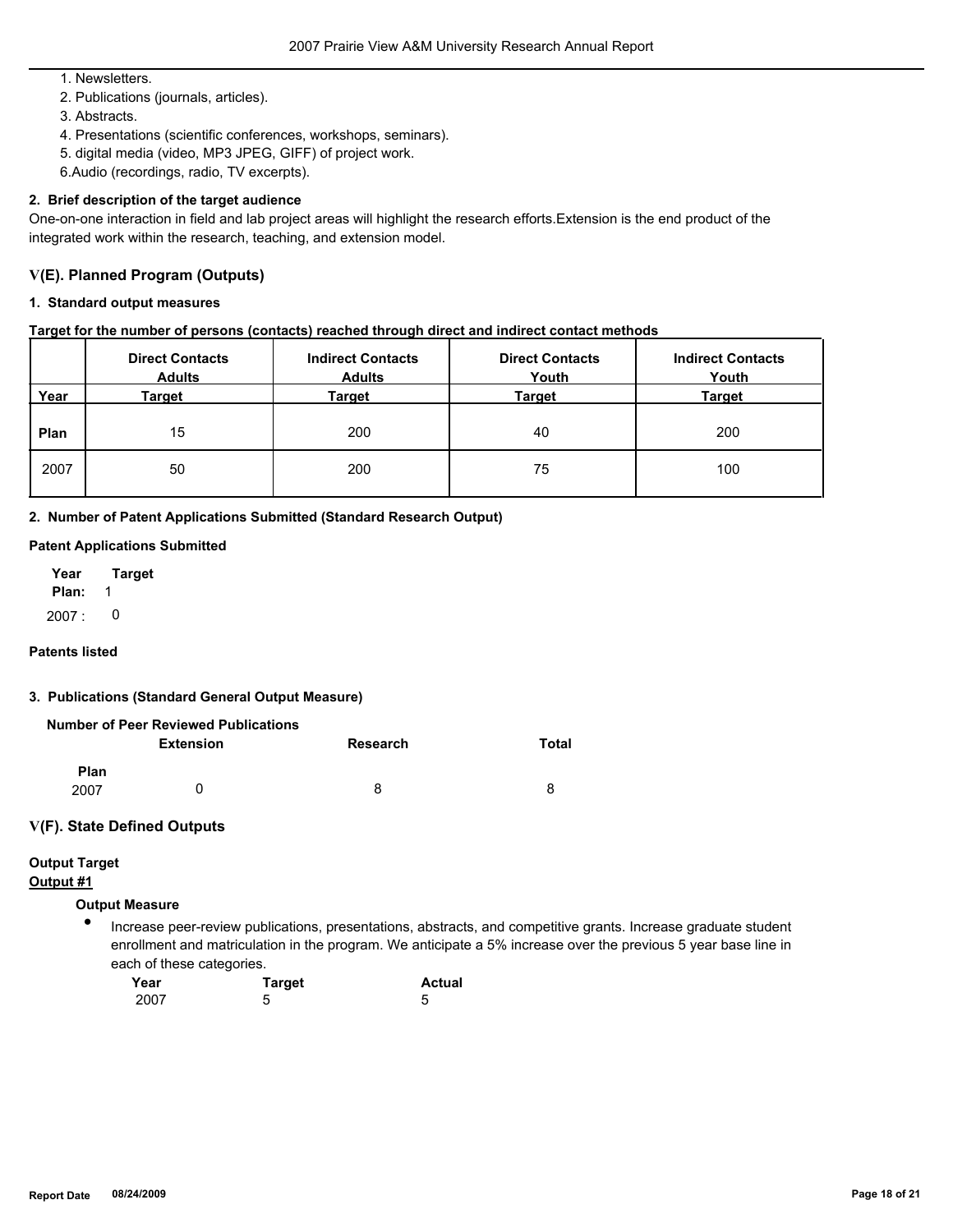1. Newsletters.
2. Publications (journals, articles).
3. Abstracts.
4. Presentations (scientific conferences, workshops, seminars).
5. digital media (video, MP3 JPEG, GIFF) of project work.
6. Audio (recordings, radio, TV excerpts).

**2. Brief description of the target audience**

One-on-one interaction in field and lab project areas will highlight the research efforts.Extension is the end product of the integrated work within the research, teaching, and extension model.

## V(E). Planned Program (Outputs)

**1. Standard output measures**

**Target for the number of persons (contacts) reached through direct and indirect contact methods**

| Year | Direct Contacts Adults Target | Indirect Contacts Adults Target | Direct Contacts Youth Target | Indirect Contacts Youth Target |
|---|---|---|---|---|
| **Plan** | 15 | 200 | 40 | 200 |
| 2007 | 50 | 200 | 75 | 100 |

**2. Number of Patent Applications Submitted (Standard Research Output)**

**Patent Applications Submitted**

| Year | Target |
|---|---|
| **Plan:** | 1 |
| 2007 : | 0 |

**Patents listed**

**3. Publications (Standard General Output Measure)**

**Number of Peer Reviewed Publications**

| | Extension | Research | Total |
|---|---|---|---|
| **Plan** | | | |
| 2007 | 0 | 8 | 8 |

## V(F). State Defined Outputs

**Output Target**

**Output #1**

**Output Measure**

- Increase peer-review publications, presentations, abstracts, and competitive grants. Increase graduate student enrollment and matriculation in the program. We anticipate a 5% increase over the previous 5 year base line in each of these categories.

| Year | Target | Actual |
|---|---|---|
| 2007 | 5 | 5 |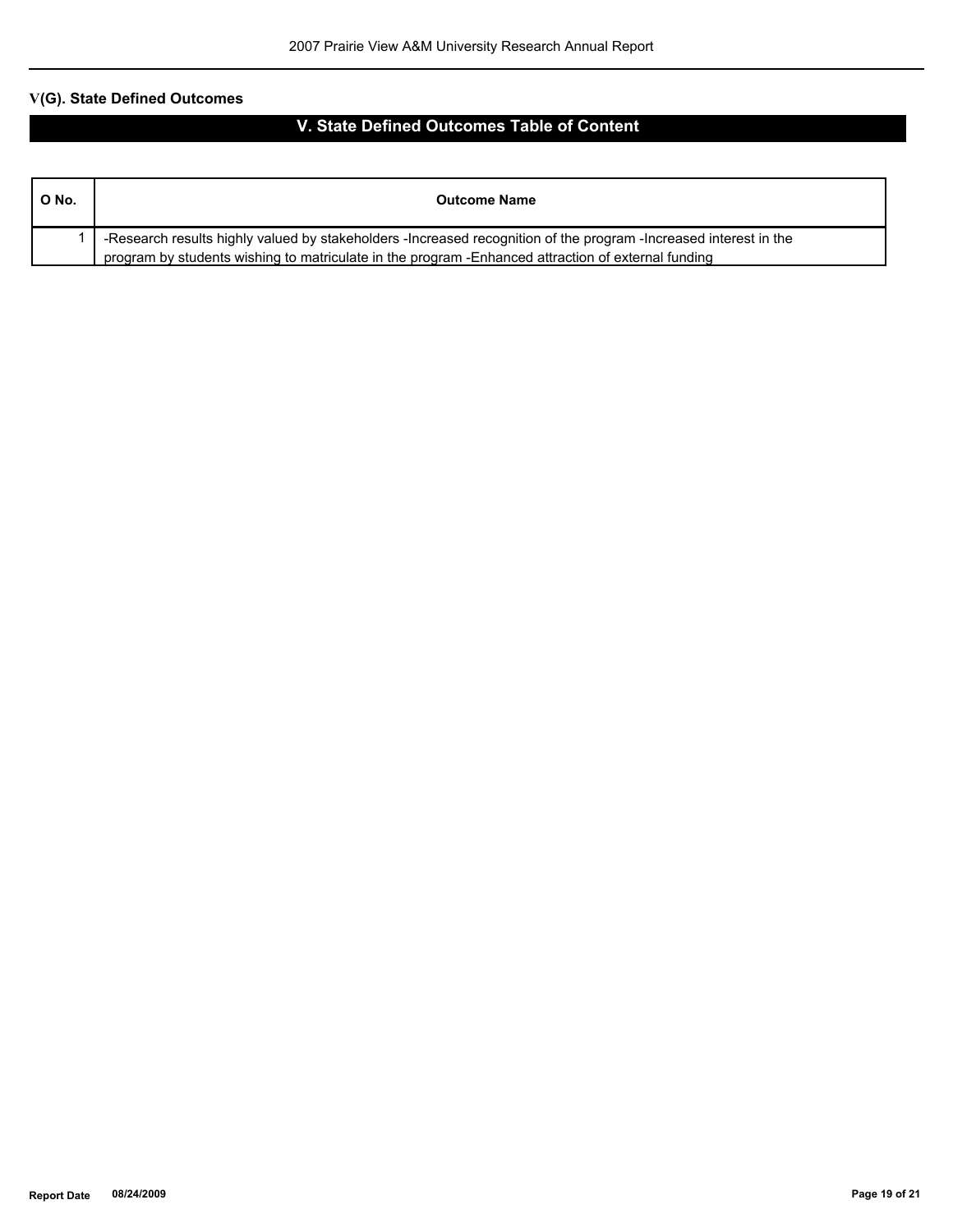## V(G). State Defined Outcomes

## V. State Defined Outcomes Table of Content

| O No. | Outcome Name |
|---|---|
| 1 | -Research results highly valued by stakeholders -Increased recognition of the program -Increased interest in the program by students wishing to matriculate in the program -Enhanced attraction of external funding |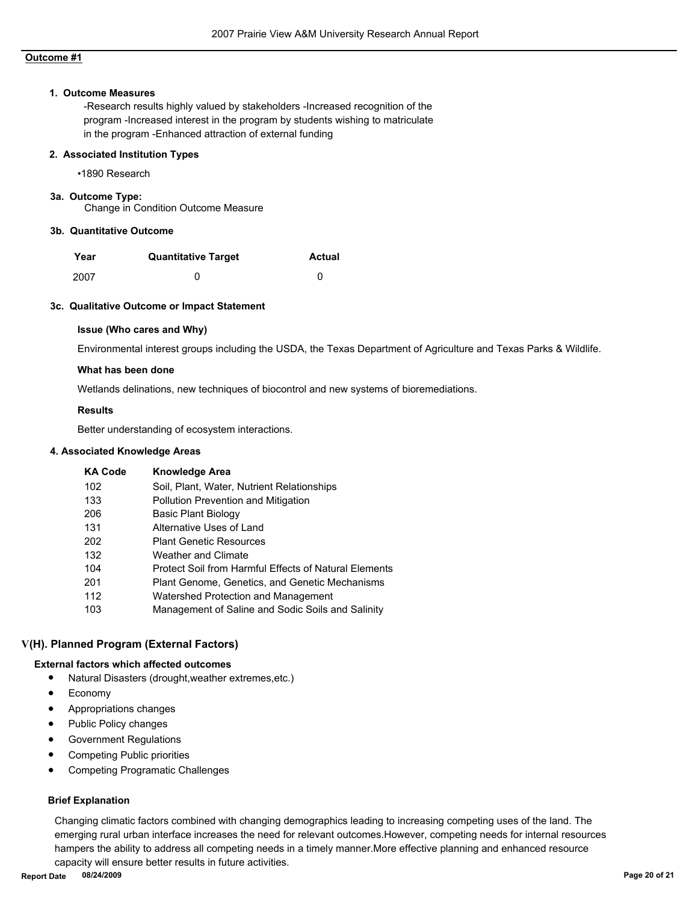## Outcome #1

### 1. Outcome Measures

-Research results highly valued by stakeholders -Increased recognition of the program -Increased interest in the program by students wishing to matriculate in the program -Enhanced attraction of external funding

### 2. Associated Institution Types

- 1890 Research

### 3a. Outcome Type:

Change in Condition Outcome Measure

### 3b. Quantitative Outcome

| Year | Quantitative Target | Actual |
|---|---|---|
| 2007 | 0 | 0 |

### 3c. Qualitative Outcome or Impact Statement

**Issue (Who cares and Why)**

Environmental interest groups including the USDA, the Texas Department of Agriculture and Texas Parks & Wildlife.

**What has been done**

Wetlands delinations, new techniques of biocontrol and new systems of bioremediations.

**Results**

Better understanding of ecosystem interactions.

### 4. Associated Knowledge Areas

| KA Code | Knowledge Area |
|---|---|
| 102 | Soil, Plant, Water, Nutrient Relationships |
| 133 | Pollution Prevention and Mitigation |
| 206 | Basic Plant Biology |
| 131 | Alternative Uses of Land |
| 202 | Plant Genetic Resources |
| 132 | Weather and Climate |
| 104 | Protect Soil from Harmful Effects of Natural Elements |
| 201 | Plant Genome, Genetics, and Genetic Mechanisms |
| 112 | Watershed Protection and Management |
| 103 | Management of Saline and Sodic Soils and Salinity |

## V(H). Planned Program (External Factors)

**External factors which affected outcomes**

- Natural Disasters (drought,weather extremes,etc.)
- Economy
- Appropriations changes
- Public Policy changes
- Government Regulations
- Competing Public priorities
- Competing Programatic Challenges

**Brief Explanation**

Changing climatic factors combined with changing demographics leading to increasing competing uses of the land. The emerging rural urban interface increases the need for relevant outcomes.However, competing needs for internal resources hampers the ability to address all competing needs in a timely manner.More effective planning and enhanced resource capacity will ensure better results in future activities.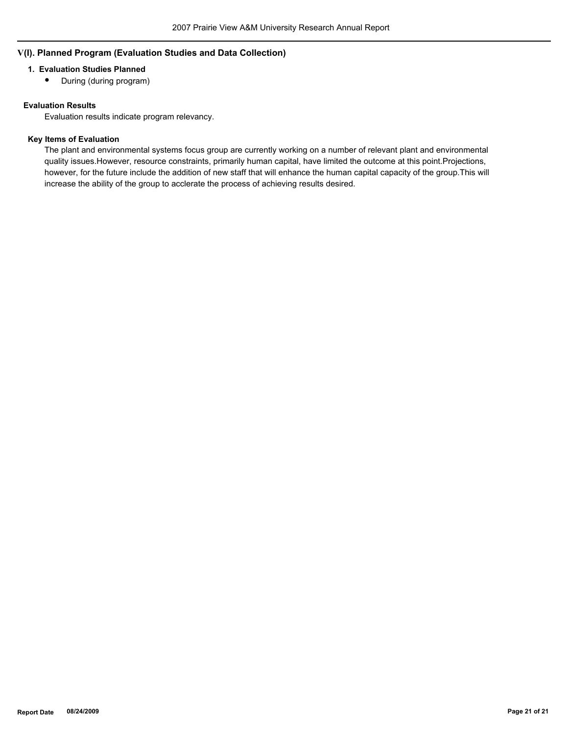## V(I). Planned Program (Evaluation Studies and Data Collection)

### 1. Evaluation Studies Planned

- During (during program)

### Evaluation Results

Evaluation results indicate program relevancy.

### Key Items of Evaluation

The plant and environmental systems focus group are currently working on a number of relevant plant and environmental quality issues.However, resource constraints, primarily human capital, have limited the outcome at this point.Projections, however, for the future include the addition of new staff that will enhance the human capital capacity of the group.This will increase the ability of the group to acclerate the process of achieving results desired.